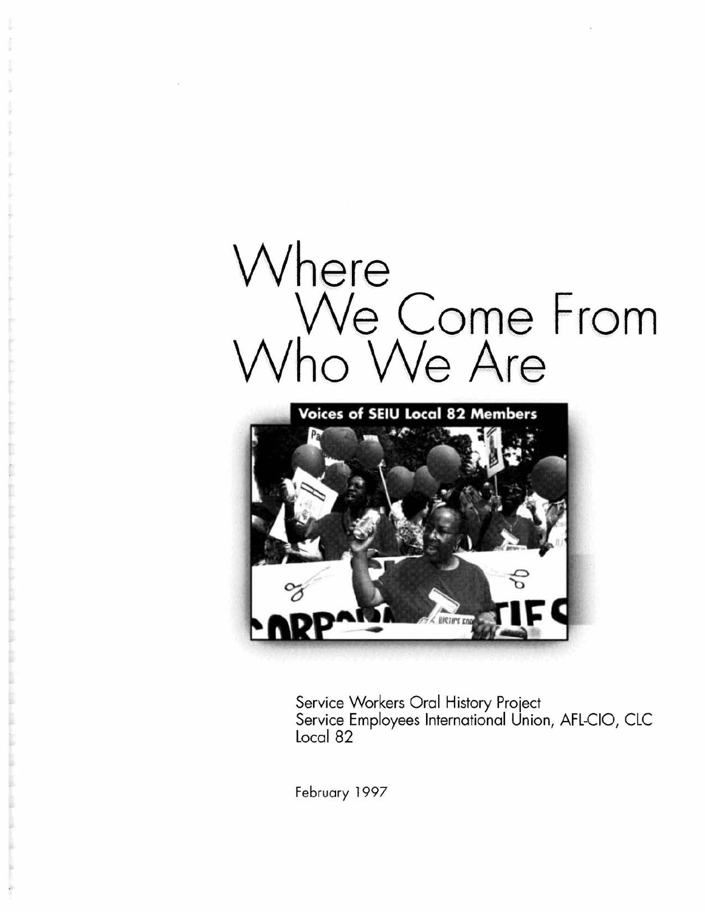# Where We Come From Who We Are

**Voices of SEIU Local 82 Members**

Service Workers Oral History Project
Service Employees International Union, AFL-CIO, CLC
Local 82

February 1997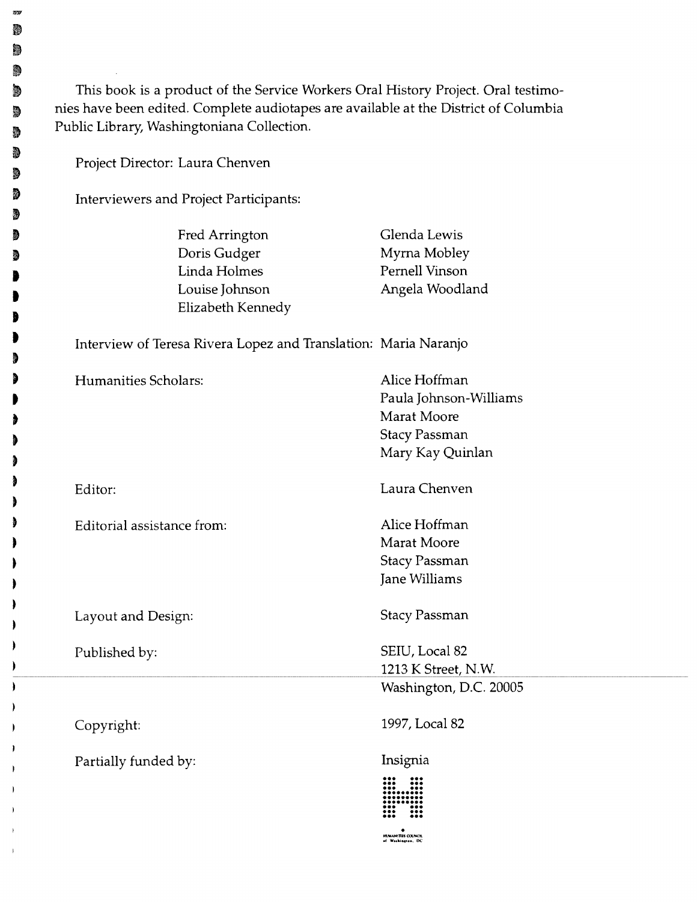This book is a product of the Service Workers Oral History Project. Oral testimonies have been edited. Complete audiotapes are available at the District of Columbia Public Library, Washingtoniana Collection.

Project Director: Laura Chenven

Interviewers and Project Participants:

Fred Arrington
Doris Gudger
Linda Holmes
Louise Johnson
Elizabeth Kennedy
Glenda Lewis
Myrna Mobley
Pernell Vinson
Angela Woodland

Interview of Teresa Rivera Lopez and Translation: Maria Naranjo

Humanities Scholars: Alice Hoffman, Paula Johnson-Williams, Marat Moore, Stacy Passman, Mary Kay Quinlan

Editor: Laura Chenven

Editorial assistance from: Alice Hoffman, Marat Moore, Stacy Passman, Jane Williams

Layout and Design: Stacy Passman

Published by: SEIU, Local 82
1213 K Street, N.W.
Washington, D.C. 20005

Copyright: 1997, Local 82

Partially funded by: Insignia

HUMANITIES COUNCIL of Washington, DC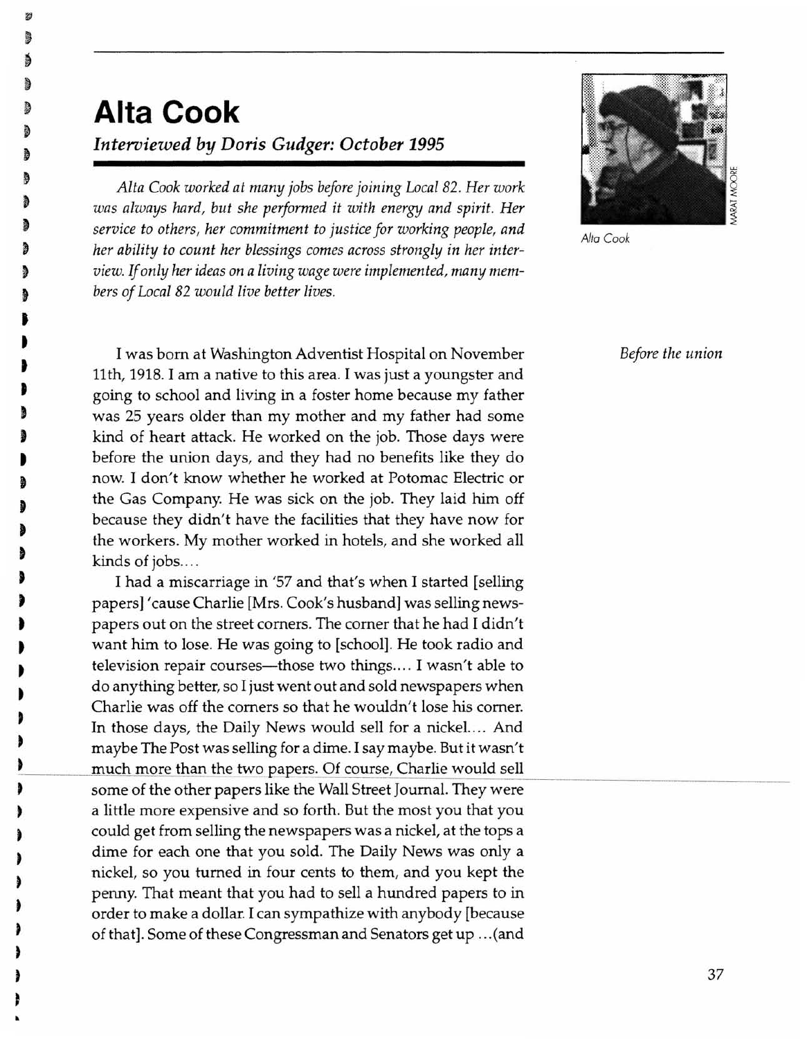# Alta Cook

### *Interviewed by Doris Gudger: October 1995*

*Alta Cook worked at many jobs before joining Local 82. Her work was always hard, but she performed it with energy and spirit. Her service to others, her commitment to justice for working people, and her ability to count her blessings comes across strongly in her interview. If only her ideas on a living wage were implemented, many members of Local 82 would live better lives.*

Alta Cook

*Before the union*

I was born at Washington Adventist Hospital on November 11th, 1918. I am a native to this area. I was just a youngster and going to school and living in a foster home because my father was 25 years older than my mother and my father had some kind of heart attack. He worked on the job. Those days were before the union days, and they had no benefits like they do now. I don't know whether he worked at Potomac Electric or the Gas Company. He was sick on the job. They laid him off because they didn't have the facilities that they have now for the workers. My mother worked in hotels, and she worked all kinds of jobs....

I had a miscarriage in '57 and that's when I started [selling papers] 'cause Charlie [Mrs. Cook's husband] was selling newspapers out on the street corners. The corner that he had I didn't want him to lose. He was going to [school]. He took radio and television repair courses—those two things.... I wasn't able to do anything better, so I just went out and sold newspapers when Charlie was off the corners so that he wouldn't lose his corner. In those days, the Daily News would sell for a nickel.... And maybe The Post was selling for a dime. I say maybe. But it wasn't much more than the two papers. Of course, Charlie would sell some of the other papers like the Wall Street Journal. They were a little more expensive and so forth. But the most you that you could get from selling the newspapers was a nickel, at the tops a dime for each one that you sold. The Daily News was only a nickel, so you turned in four cents to them, and you kept the penny. That meant that you had to sell a hundred papers to in order to make a dollar. I can sympathize with anybody [because of that]. Some of these Congressman and Senators get up ...(and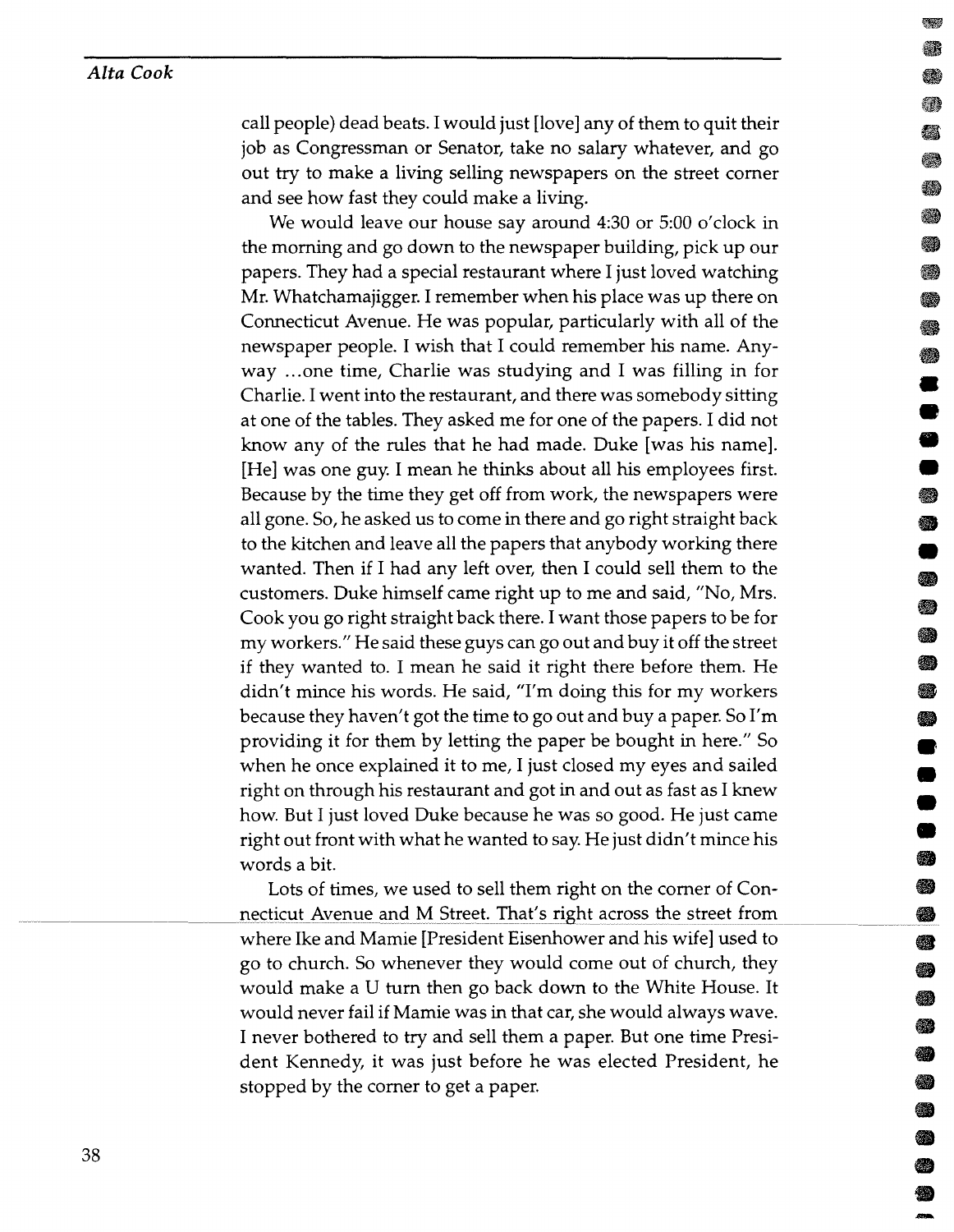call people) dead beats. I would just [love] any of them to quit their job as Congressman or Senator, take no salary whatever, and go out try to make a living selling newspapers on the street corner and see how fast they could make a living.

We would leave our house say around 4:30 or 5:00 o'clock in the morning and go down to the newspaper building, pick up our papers. They had a special restaurant where I just loved watching Mr. Whatchamajigger. I remember when his place was up there on Connecticut Avenue. He was popular, particularly with all of the newspaper people. I wish that I could remember his name. Anyway ...one time, Charlie was studying and I was filling in for Charlie. I went into the restaurant, and there was somebody sitting at one of the tables. They asked me for one of the papers. I did not know any of the rules that he had made. Duke [was his name]. [He] was one guy. I mean he thinks about all his employees first. Because by the time they get off from work, the newspapers were all gone. So, he asked us to come in there and go right straight back to the kitchen and leave all the papers that anybody working there wanted. Then if I had any left over, then I could sell them to the customers. Duke himself came right up to me and said, "No, Mrs. Cook you go right straight back there. I want those papers to be for my workers." He said these guys can go out and buy it off the street if they wanted to. I mean he said it right there before them. He didn't mince his words. He said, "I'm doing this for my workers because they haven't got the time to go out and buy a paper. So I'm providing it for them by letting the paper be bought in here." So when he once explained it to me, I just closed my eyes and sailed right on through his restaurant and got in and out as fast as I knew how. But I just loved Duke because he was so good. He just came right out front with what he wanted to say. He just didn't mince his words a bit.

Lots of times, we used to sell them right on the corner of Connecticut Avenue and M Street. That's right across the street from where Ike and Mamie [President Eisenhower and his wife] used to go to church. So whenever they would come out of church, they would make a U turn then go back down to the White House. It would never fail if Mamie was in that car, she would always wave. I never bothered to try and sell them a paper. But one time President Kennedy, it was just before he was elected President, he stopped by the corner to get a paper.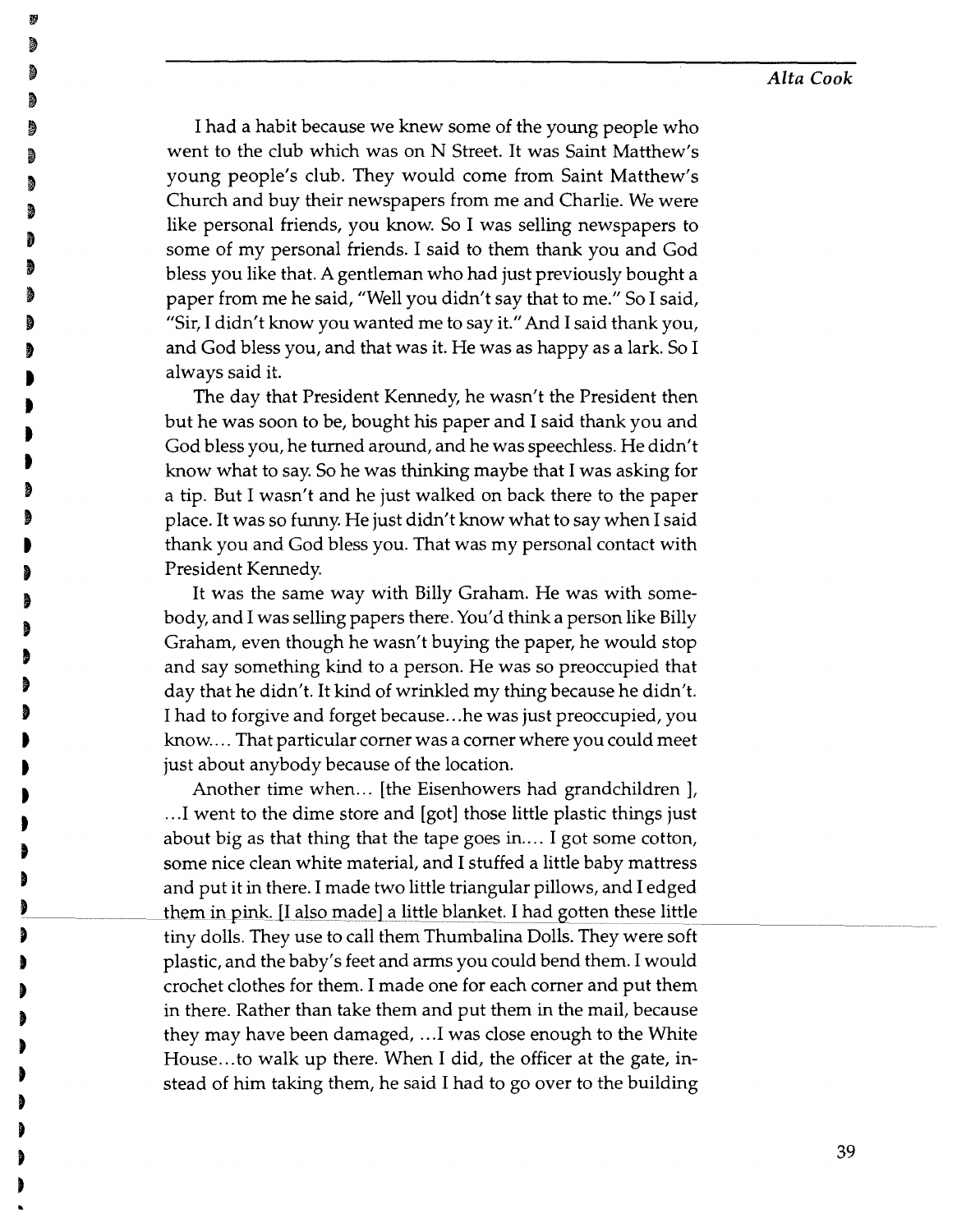I had a habit because we knew some of the young people who went to the club which was on N Street. It was Saint Matthew's young people's club. They would come from Saint Matthew's Church and buy their newspapers from me and Charlie. We were like personal friends, you know. So I was selling newspapers to some of my personal friends. I said to them thank you and God bless you like that. A gentleman who had just previously bought a paper from me he said, "Well you didn't say that to me." So I said, "Sir, I didn't know you wanted me to say it." And I said thank you, and God bless you, and that was it. He was as happy as a lark. So I always said it.

The day that President Kennedy, he wasn't the President then but he was soon to be, bought his paper and I said thank you and God bless you, he turned around, and he was speechless. He didn't know what to say. So he was thinking maybe that I was asking for a tip. But I wasn't and he just walked on back there to the paper place. It was so funny. He just didn't know what to say when I said thank you and God bless you. That was my personal contact with President Kennedy.

It was the same way with Billy Graham. He was with somebody, and I was selling papers there. You'd think a person like Billy Graham, even though he wasn't buying the paper, he would stop and say something kind to a person. He was so preoccupied that day that he didn't. It kind of wrinkled my thing because he didn't. I had to forgive and forget because...he was just preoccupied, you know.... That particular corner was a corner where you could meet just about anybody because of the location.

Another time when... [the Eisenhowers had grandchildren ], ...I went to the dime store and [got] those little plastic things just about big as that thing that the tape goes in.... I got some cotton, some nice clean white material, and I stuffed a little baby mattress and put it in there. I made two little triangular pillows, and I edged them in pink. [I also made] a little blanket. I had gotten these little tiny dolls. They use to call them Thumbalina Dolls. They were soft plastic, and the baby's feet and arms you could bend them. I would crochet clothes for them. I made one for each corner and put them in there. Rather than take them and put them in the mail, because they may have been damaged, ...I was close enough to the White House...to walk up there. When I did, the officer at the gate, instead of him taking them, he said I had to go over to the building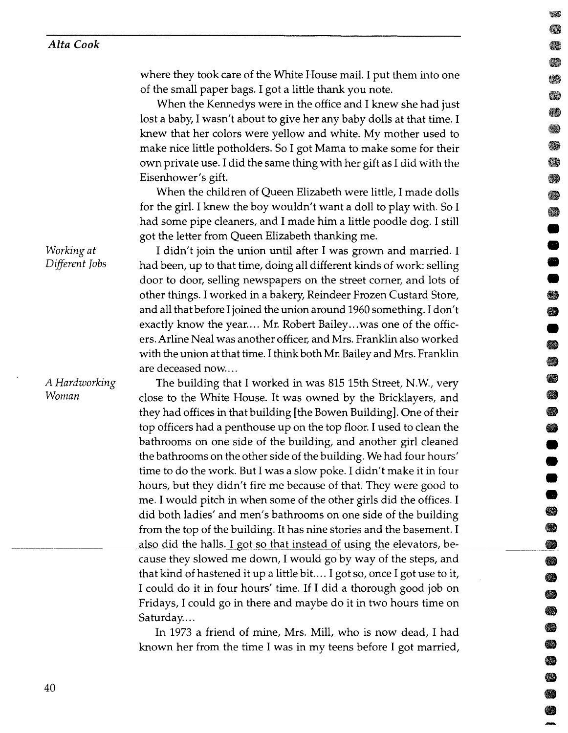where they took care of the White House mail. I put them into one of the small paper bags. I got a little thank you note.

When the Kennedys were in the office and I knew she had just lost a baby, I wasn't about to give her any baby dolls at that time. I knew that her colors were yellow and white. My mother used to make nice little potholders. So I got Mama to make some for their own private use. I did the same thing with her gift as I did with the Eisenhower's gift.

When the children of Queen Elizabeth were little, I made dolls for the girl. I knew the boy wouldn't want a doll to play with. So I had some pipe cleaners, and I made him a little poodle dog. I still got the letter from Queen Elizabeth thanking me.

*Working at Different Jobs*

I didn't join the union until after I was grown and married. I had been, up to that time, doing all different kinds of work: selling door to door, selling newspapers on the street corner, and lots of other things. I worked in a bakery, Reindeer Frozen Custard Store, and all that before I joined the union around 1960 something. I don't exactly know the year.... Mr. Robert Bailey...was one of the officers. Arline Neal was another officer, and Mrs. Franklin also worked with the union at that time. I think both Mr. Bailey and Mrs. Franklin are deceased now....

*A Hardworking Woman*

The building that I worked in was 815 15th Street, N.W., very close to the White House. It was owned by the Bricklayers, and they had offices in that building [the Bowen Building]. One of their top officers had a penthouse up on the top floor. I used to clean the bathrooms on one side of the building, and another girl cleaned the bathrooms on the other side of the building. We had four hours' time to do the work. But I was a slow poke. I didn't make it in four hours, but they didn't fire me because of that. They were good to me. I would pitch in when some of the other girls did the offices. I did both ladies' and men's bathrooms on one side of the building from the top of the building. It has nine stories and the basement. I also did the halls. I got so that instead of using the elevators, because they slowed me down, I would go by way of the steps, and that kind of hastened it up a little bit.... I got so, once I got use to it, I could do it in four hours' time. If I did a thorough good job on Fridays, I could go in there and maybe do it in two hours time on Saturday....

In 1973 a friend of mine, Mrs. Mill, who is now dead, I had known her from the time I was in my teens before I got married,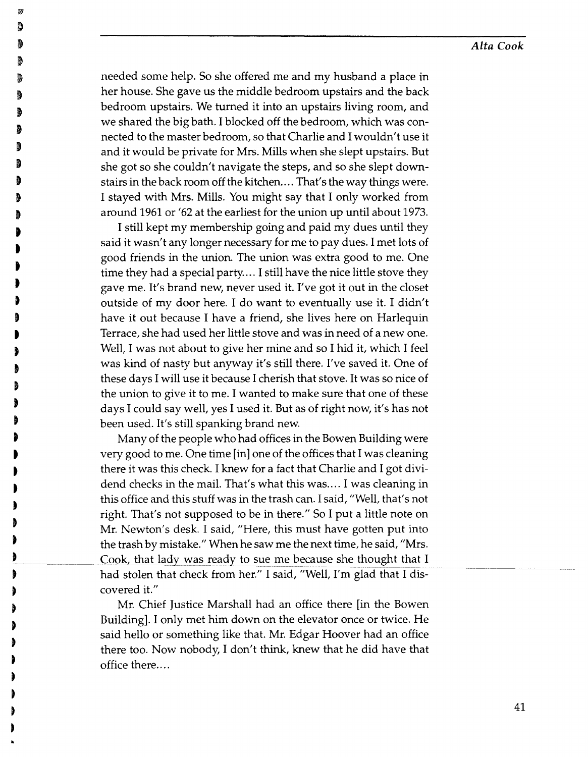needed some help. So she offered me and my husband a place in her house. She gave us the middle bedroom upstairs and the back bedroom upstairs. We turned it into an upstairs living room, and we shared the big bath. I blocked off the bedroom, which was connected to the master bedroom, so that Charlie and I wouldn't use it and it would be private for Mrs. Mills when she slept upstairs. But she got so she couldn't navigate the steps, and so she slept downstairs in the back room off the kitchen.... That's the way things were. I stayed with Mrs. Mills. You might say that I only worked from around 1961 or '62 at the earliest for the union up until about 1973.

I still kept my membership going and paid my dues until they said it wasn't any longer necessary for me to pay dues. I met lots of good friends in the union. The union was extra good to me. One time they had a special party.... I still have the nice little stove they gave me. It's brand new, never used it. I've got it out in the closet outside of my door here. I do want to eventually use it. I didn't have it out because I have a friend, she lives here on Harlequin Terrace, she had used her little stove and was in need of a new one. Well, I was not about to give her mine and so I hid it, which I feel was kind of nasty but anyway it's still there. I've saved it. One of these days I will use it because I cherish that stove. It was so nice of the union to give it to me. I wanted to make sure that one of these days I could say well, yes I used it. But as of right now, it's has not been used. It's still spanking brand new.

Many of the people who had offices in the Bowen Building were very good to me. One time [in] one of the offices that I was cleaning there it was this check. I knew for a fact that Charlie and I got dividend checks in the mail. That's what this was.... I was cleaning in this office and this stuff was in the trash can. I said, "Well, that's not right. That's not supposed to be in there." So I put a little note on Mr. Newton's desk. I said, "Here, this must have gotten put into the trash by mistake." When he saw me the next time, he said, "Mrs. Cook, that lady was ready to sue me because she thought that I had stolen that check from her." I said, "Well, I'm glad that I discovered it."

Mr. Chief Justice Marshall had an office there [in the Bowen Building]. I only met him down on the elevator once or twice. He said hello or something like that. Mr. Edgar Hoover had an office there too. Now nobody, I don't think, knew that he did have that office there....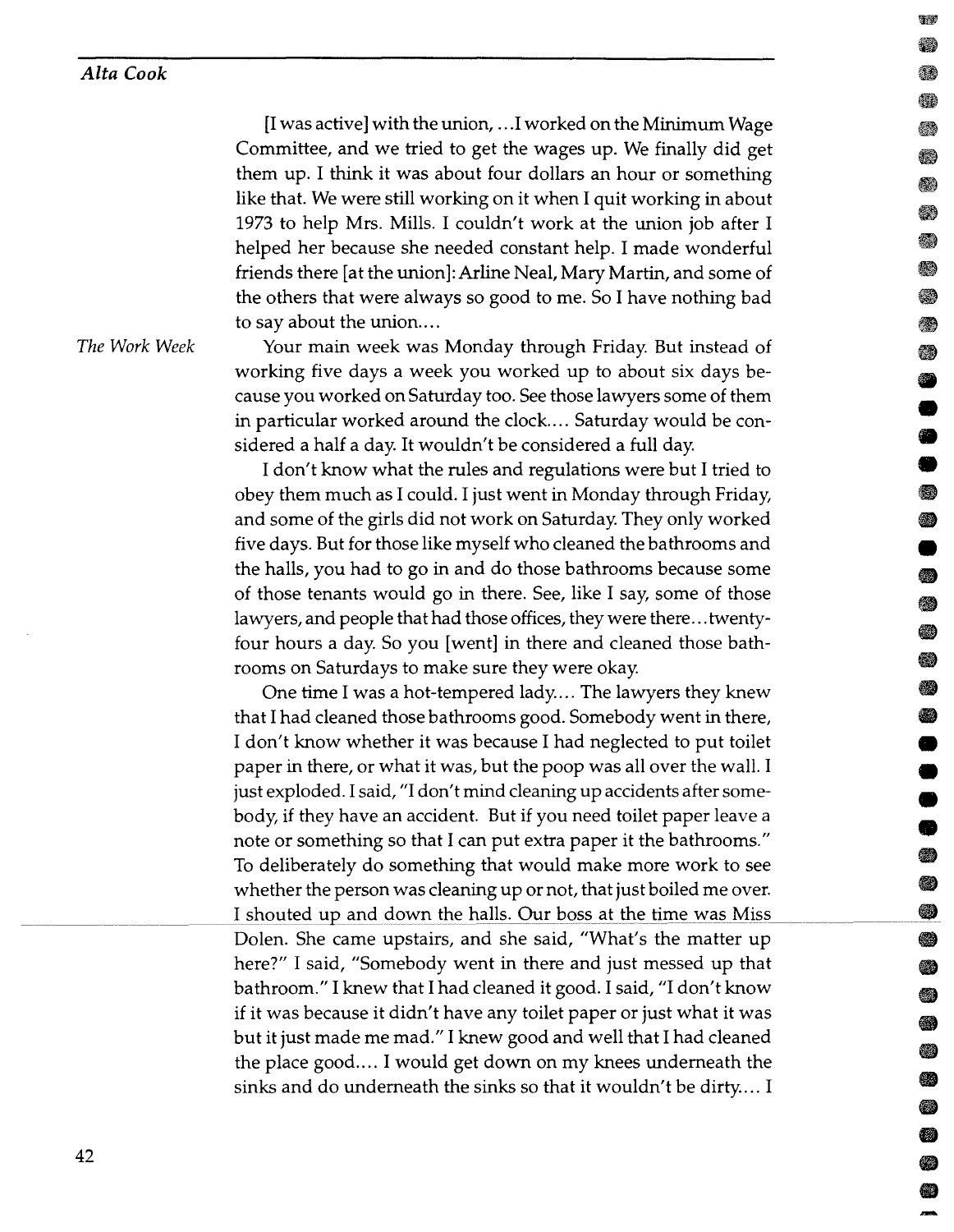[I was active] with the union, ...I worked on the Minimum Wage Committee, and we tried to get the wages up. We finally did get them up. I think it was about four dollars an hour or something like that. We were still working on it when I quit working in about 1973 to help Mrs. Mills. I couldn't work at the union job after I helped her because she needed constant help. I made wonderful friends there [at the union]: Arline Neal, Mary Martin, and some of the others that were always so good to me. So I have nothing bad to say about the union....

*The Work Week*

Your main week was Monday through Friday. But instead of working five days a week you worked up to about six days because you worked on Saturday too. See those lawyers some of them in particular worked around the clock.... Saturday would be considered a half a day. It wouldn't be considered a full day.

I don't know what the rules and regulations were but I tried to obey them much as I could. I just went in Monday through Friday, and some of the girls did not work on Saturday. They only worked five days. But for those like myself who cleaned the bathrooms and the halls, you had to go in and do those bathrooms because some of those tenants would go in there. See, like I say, some of those lawyers, and people that had those offices, they were there...twenty-four hours a day. So you [went] in there and cleaned those bathrooms on Saturdays to make sure they were okay.

One time I was a hot-tempered lady.... The lawyers they knew that I had cleaned those bathrooms good. Somebody went in there, I don't know whether it was because I had neglected to put toilet paper in there, or what it was, but the poop was all over the wall. I just exploded. I said, "I don't mind cleaning up accidents after somebody, if they have an accident. But if you need toilet paper leave a note or something so that I can put extra paper it the bathrooms." To deliberately do something that would make more work to see whether the person was cleaning up or not, that just boiled me over. I shouted up and down the halls. Our boss at the time was Miss Dolen. She came upstairs, and she said, "What's the matter up here?" I said, "Somebody went in there and just messed up that bathroom." I knew that I had cleaned it good. I said, "I don't know if it was because it didn't have any toilet paper or just what it was but it just made me mad." I knew good and well that I had cleaned the place good.... I would get down on my knees underneath the sinks and do underneath the sinks so that it wouldn't be dirty.... I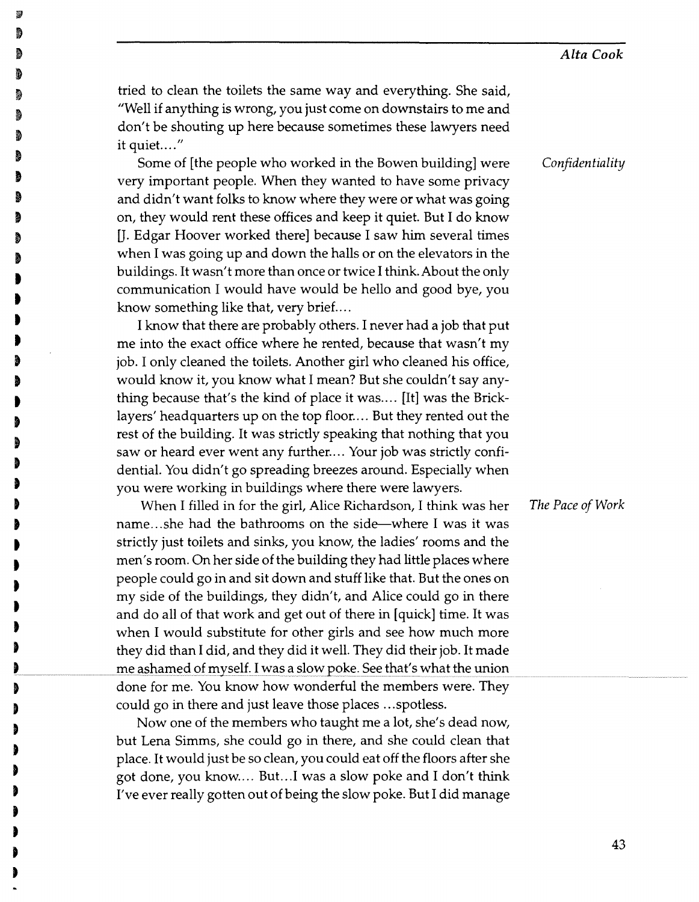tried to clean the toilets the same way and everything. She said, "Well if anything is wrong, you just come on downstairs to me and don't be shouting up here because sometimes these lawyers need it quiet...."

*Confidentiality*

Some of [the people who worked in the Bowen building] were very important people. When they wanted to have some privacy and didn't want folks to know where they were or what was going on, they would rent these offices and keep it quiet. But I do know [J. Edgar Hoover worked there] because I saw him several times when I was going up and down the halls or on the elevators in the buildings. It wasn't more than once or twice I think. About the only communication I would have would be hello and good bye, you know something like that, very brief....

I know that there are probably others. I never had a job that put me into the exact office where he rented, because that wasn't my job. I only cleaned the toilets. Another girl who cleaned his office, would know it, you know what I mean? But she couldn't say anything because that's the kind of place it was.... [It] was the Bricklayers' headquarters up on the top floor.... But they rented out the rest of the building. It was strictly speaking that nothing that you saw or heard ever went any further.... Your job was strictly confidential. You didn't go spreading breezes around. Especially when you were working in buildings where there were lawyers.

*The Pace of Work*

When I filled in for the girl, Alice Richardson, I think was her name...she had the bathrooms on the side—where I was it was strictly just toilets and sinks, you know, the ladies' rooms and the men's room. On her side of the building they had little places where people could go in and sit down and stuff like that. But the ones on my side of the buildings, they didn't, and Alice could go in there and do all of that work and get out of there in [quick] time. It was when I would substitute for other girls and see how much more they did than I did, and they did it well. They did their job. It made me ashamed of myself. I was a slow poke. See that's what the union done for me. You know how wonderful the members were. They could go in there and just leave those places ...spotless.

Now one of the members who taught me a lot, she's dead now, but Lena Simms, she could go in there, and she could clean that place. It would just be so clean, you could eat off the floors after she got done, you know.... But...I was a slow poke and I don't think I've ever really gotten out of being the slow poke. But I did manage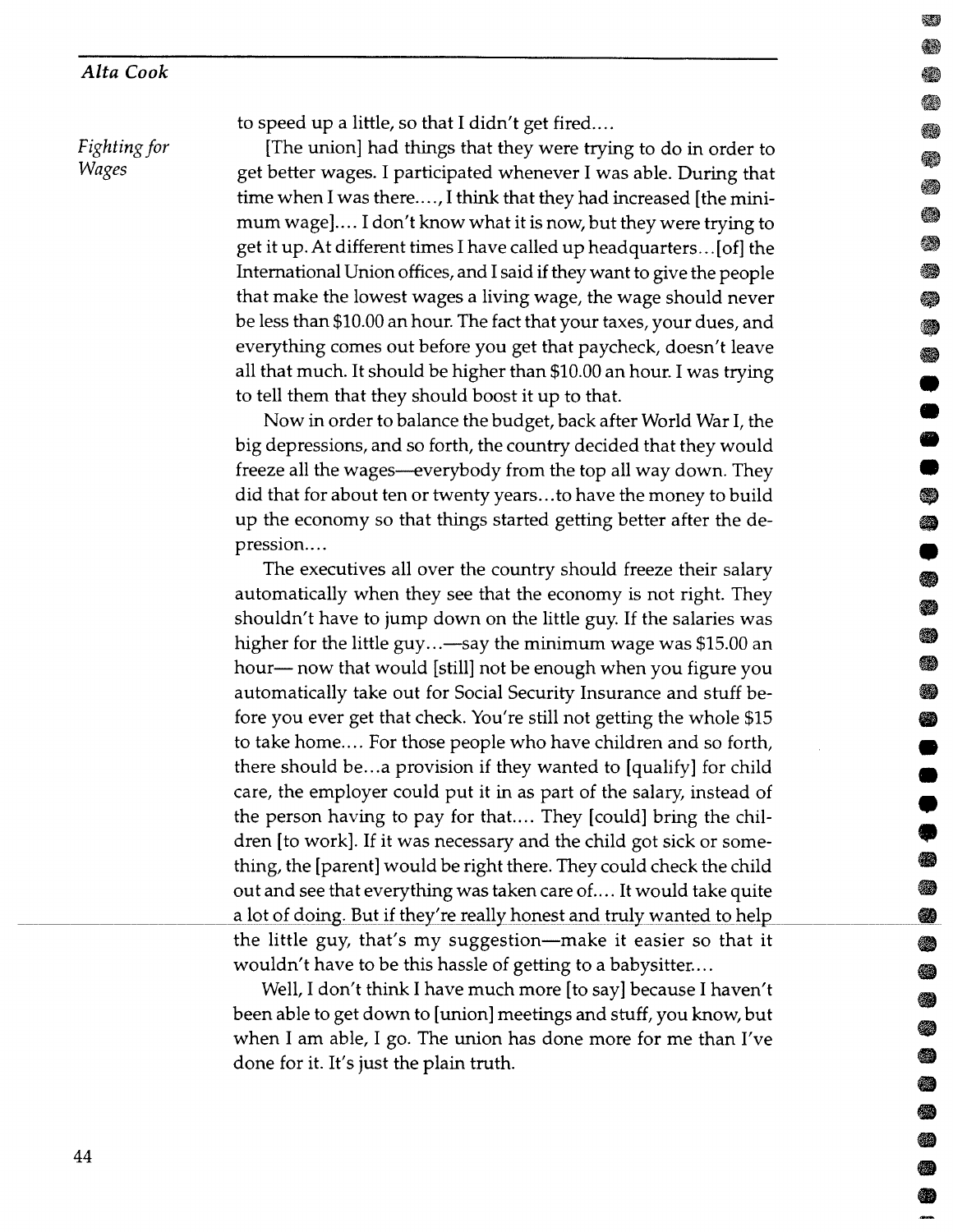to speed up a little, so that I didn't get fired....

*Fighting for Wages*

[The union] had things that they were trying to do in order to get better wages. I participated whenever I was able. During that time when I was there...., I think that they had increased [the minimum wage].... I don't know what it is now, but they were trying to get it up. At different times I have called up headquarters...[of] the International Union offices, and I said if they want to give the people that make the lowest wages a living wage, the wage should never be less than $10.00 an hour. The fact that your taxes, your dues, and everything comes out before you get that paycheck, doesn't leave all that much. It should be higher than $10.00 an hour. I was trying to tell them that they should boost it up to that.

Now in order to balance the budget, back after World War I, the big depressions, and so forth, the country decided that they would freeze all the wages—everybody from the top all way down. They did that for about ten or twenty years...to have the money to build up the economy so that things started getting better after the depression....

The executives all over the country should freeze their salary automatically when they see that the economy is not right. They shouldn't have to jump down on the little guy. If the salaries was higher for the little guy...—say the minimum wage was $15.00 an hour— now that would [still] not be enough when you figure you automatically take out for Social Security Insurance and stuff before you ever get that check. You're still not getting the whole $15 to take home.... For those people who have children and so forth, there should be...a provision if they wanted to [qualify] for child care, the employer could put it in as part of the salary, instead of the person having to pay for that.... They [could] bring the children [to work]. If it was necessary and the child got sick or something, the [parent] would be right there. They could check the child out and see that everything was taken care of.... It would take quite a lot of doing. But if they're really honest and truly wanted to help the little guy, that's my suggestion—make it easier so that it wouldn't have to be this hassle of getting to a babysitter....

Well, I don't think I have much more [to say] because I haven't been able to get down to [union] meetings and stuff, you know, but when I am able, I go. The union has done more for me than I've done for it. It's just the plain truth.